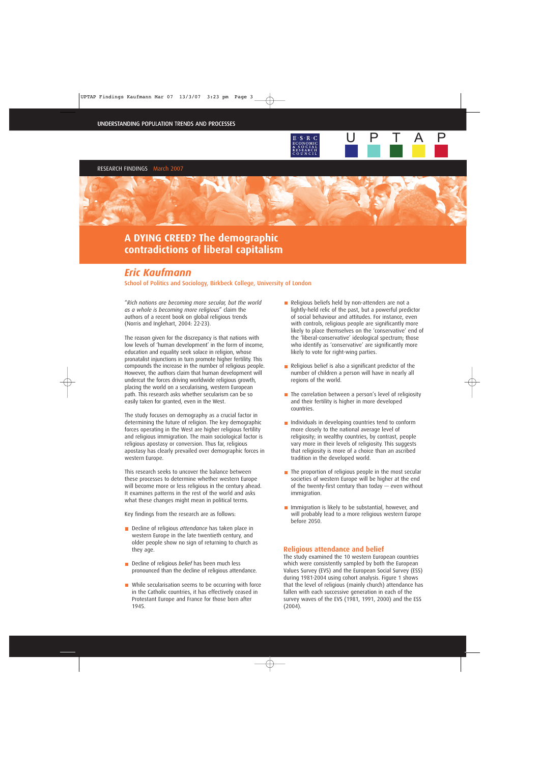UNDERSTANDING POPULATION TRENDS AND PROCESSES

RESEARCH FINDINGS March 2007

# A DYING CREED? The demographic contradictions of liberal capitalism

## Eric Kaufmann

School of Politics and Sociology, Birkbeck College, University of London

"*Rich nations are becoming more secular, but the world as a whole is becoming more religious*" claim the authors of a recent book on global religious trends (Norris and Inglehart, 2004: 22-23).

The reason given for the discrepancy is that nations with low levels of 'human development' in the form of income, education and equality seek solace in religion, whose pronatalist injunctions in turn promote higher fertility. This compounds the increase in the number of religious people. However, the authors claim that human development will undercut the forces driving worldwide religious growth, placing the world on a secularising, western European path. This research asks whether secularism can be so easily taken for granted, even in the West.

The study focuses on demography as a crucial factor in determining the future of religion. The key demographic forces operating in the West are higher religious fertility and religious immigration. The main sociological factor is religious apostasy or conversion. Thus far, religious apostasy has clearly prevailed over demographic forces in western Europe.

This research seeks to uncover the balance between these processes to determine whether western Europe will become more or less religious in the century ahead. It examines patterns in the rest of the world and asks what these changes might mean in political terms.

Key findings from the research are as follows:

- Decline of religious *attendance* has taken place in western Europe in the late twentieth century, and older people show no sign of returning to church as they age.
- Decline of religious *belief* has been much less pronounced than the decline of religious attendance.
- While secularisation seems to be occurring with force in the Catholic countries, it has effectively ceased in Protestant Europe and France for those born after 1945.
- Religious beliefs held by non-attenders are not a lightly-held relic of the past, but a powerful predictor of social behaviour and attitudes. For instance, even with controls, religious people are significantly more likely to place themselves on the 'conservative' end of the 'liberal-conservative' ideological spectrum; those who identify as 'conservative' are significantly more likely to vote for right-wing parties.
- Religious belief is also a significant predictor of the number of children a person will have in nearly all regions of the world.
- The correlation between a person's level of religiosity and their fertility is higher in more developed countries.
- Individuals in developing countries tend to conform more closely to the national average level of religiosity; in wealthy countries, by contrast, people vary more in their levels of religiosity. This suggests that religiosity is more of a choice than an ascribed tradition in the developed world.
- The proportion of religious people in the most secular societies of western Europe will be higher at the end of the twenty-first century than today — even without immigration.
- Immigration is likely to be substantial, however, and will probably lead to a more religious western Europe before 2050.

### Religious attendance and belief

The study examined the 10 western European countries which were consistently sampled by both the European Values Survey (EVS) and the European Social Survey (ESS) during 1981-2004 using cohort analysis. Figure 1 shows that the level of religious (mainly church) attendance has fallen with each successive generation in each of the survey waves of the EVS (1981, 1991, 2000) and the ESS (2004).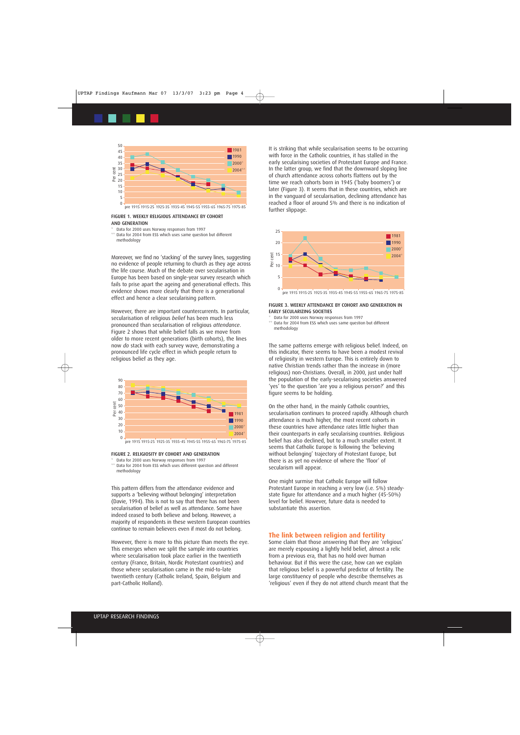FIGURE 1. WEEKLY RELIGIOUS ATTENDANCE BY COHORT AND GENERATION

\* Data for 2000 uses Norway responses from 1997

\*\* Data for 2004 from ESS which uses same question but different methodology

Moreover, we find no 'stacking' of the survey lines, suggesting no evidence of people returning to church as they age across the life course. Much of the debate over secularisation in Europe has been based on single-year survey research which fails to prise apart the ageing and generational effects. This evidence shows more clearly that there is a generational effect and hence a clear secularising pattern.

However, there are important countercurrents. In particular, secularisation of religious *belief* has been much less pronounced than secularisation of religious *attendance*. Figure 2 shows that while belief falls as we move from older to more recent generations (birth cohorts), the lines now *do* stack with each survey wave, demonstrating a pronounced life cycle effect in which people return to religious belief as they age.

FIGURE 2. RELIGIOSITY BY COHORT AND GENERATION

\* Data for 2000 uses Norway responses from 1997

\*\* Data for 2004 from ESS which uses different question and different methodology

This pattern differs from the attendance evidence and supports a 'believing without belonging' interpretation (Davie, 1994). This is not to say that there has not been secularisation of belief as well as attendance. Some have indeed ceased to both believe and belong. However, a majority of respondents in these western European countries continue to remain believers even if most do not belong.

However, there is more to this picture than meets the eye. This emerges when we split the sample into countries where secularisation took place earlier in the twentieth century (France, Britain, Nordic Protestant countries) and those where secularisation came in the mid-to-late twentieth century (Catholic Ireland, Spain, Belgium and part-Catholic Holland).

It is striking that while secularisation seems to be occurring with force in the Catholic countries, it has stalled in the early secularising societies of Protestant Europe and France. In the latter group, we find that the downward sloping line of church attendance across cohorts flattens out by the time we reach cohorts born in 1945 ('baby boomers') or later (Figure 3). It seems that in these countries, which are in the vanguard of secularisation, declining attendance has reached a floor of around 5% and there is no indication of further slippage.

FIGURE 3. WEEKLY ATTENDANCE BY COHORT AND GENERATION IN EARLY SECULARIZING SOCIETIES

\* Data for 2000 uses Norway responses from 1997

\*\* Data for 2004 from ESS which uses same question but different methodology

The same patterns emerge with religious belief. Indeed, on this indicator, there seems to have been a modest revival of religiosity in western Europe. This is entirely down to native Christian trends rather than the increase in (more religious) non-Christians. Overall, in 2000, just under half the population of the early-secularising societies answered 'yes' to the question 'are you a religious person?' and this figure seems to be holding.

On the other hand, in the mainly Catholic countries, secularisation continues to proceed rapidly. Although church attendance is much higher, the most recent cohorts in these countries have attendance rates little higher than their counterparts in early secularising countries. Religious belief has also declined, but to a much smaller extent. It seems that Catholic Europe is following the 'believing without belonging' trajectory of Protestant Europe, but there is as yet no evidence of where the 'floor' of secularism will appear.

One might surmise that Catholic Europe will follow Protestant Europe in reaching a very low (i.e. 5%) steady-state figure for attendance and a much higher (45-50%) level for belief. However, future data is needed to substantiate this assertion.

## The link between religion and fertility

Some claim that those answering that they are 'religious' are merely espousing a lightly held belief, almost a relic from a previous era, that has no hold over human behaviour. But if this were the case, how can we explain that religious belief is a powerful predictor of fertility. The large constituency of people who describe themselves as 'religious' even if they do not attend church meant that the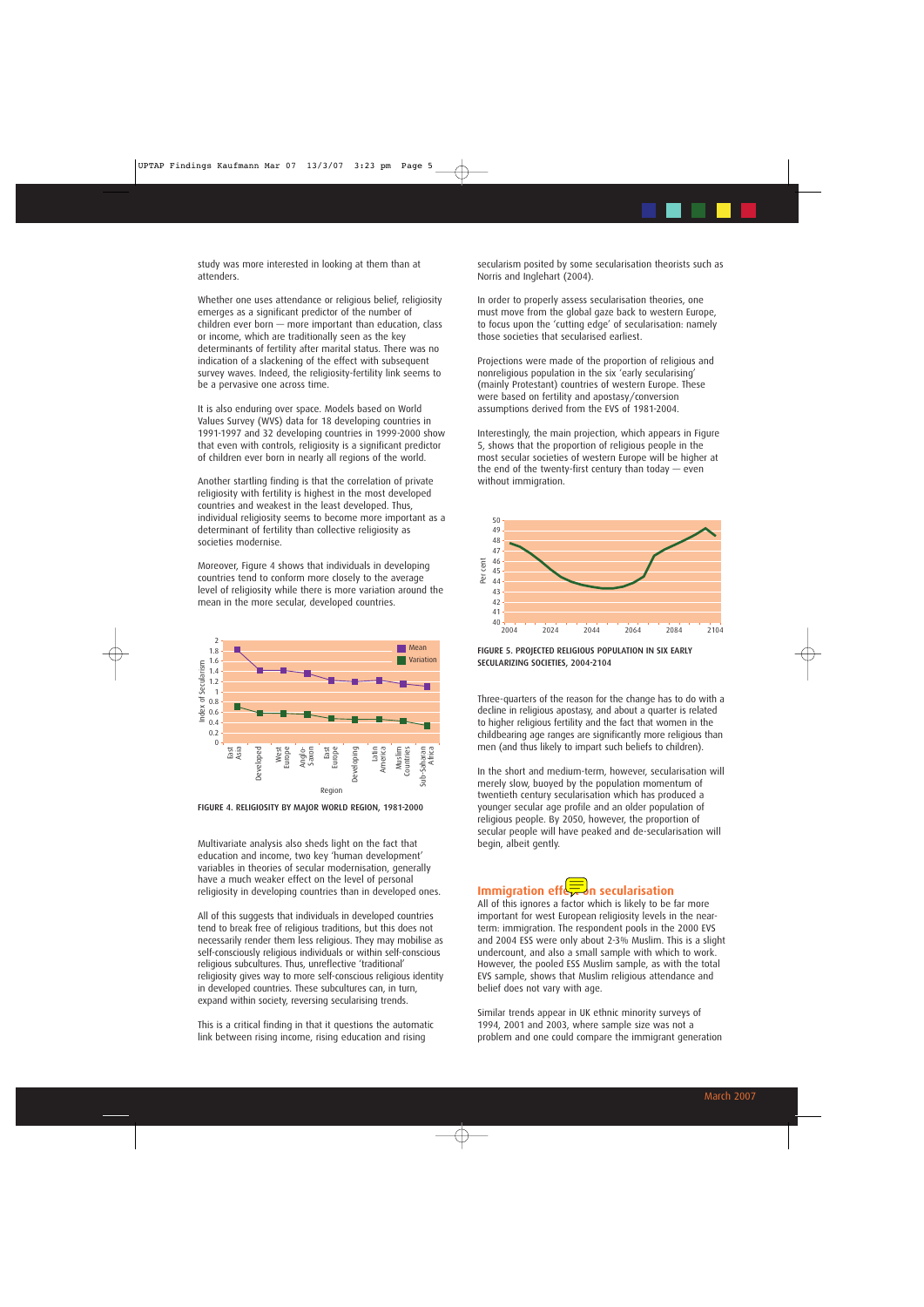study was more interested in looking at them than at attenders.

Whether one uses attendance or religious belief, religiosity emerges as a significant predictor of the number of children ever born — more important than education, class or income, which are traditionally seen as the key determinants of fertility after marital status. There was no indication of a slackening of the effect with subsequent survey waves. Indeed, the religiosity-fertility link seems to be a pervasive one across time.

It is also enduring over space. Models based on World Values Survey (WVS) data for 18 developing countries in 1991-1997 and 32 developing countries in 1999-2000 show that even with controls, religiosity is a significant predictor of children ever born in nearly all regions of the world.

Another startling finding is that the correlation of private religiosity with fertility is highest in the most developed countries and weakest in the least developed. Thus, individual religiosity seems to become more important as a determinant of fertility than collective religiosity as societies modernise.

Moreover, Figure 4 shows that individuals in developing countries tend to conform more closely to the average level of religiosity while there is more variation around the mean in the more secular, developed countries.

FIGURE 4. RELIGIOSITY BY MAJOR WORLD REGION, 1981-2000

Multivariate analysis also sheds light on the fact that education and income, two key 'human development' variables in theories of secular modernisation, generally have a much weaker effect on the level of personal religiosity in developing countries than in developed ones.

All of this suggests that individuals in developed countries tend to break free of religious traditions, but this does not necessarily render them less religious. They may mobilise as self-consciously religious individuals or within self-conscious religious subcultures. Thus, unreflective 'traditional' religiosity gives way to more self-conscious religious identity in developed countries. These subcultures can, in turn, expand within society, reversing secularising trends.

This is a critical finding in that it questions the automatic link between rising income, rising education and rising secularism posited by some secularisation theorists such as Norris and Inglehart (2004).

In order to properly assess secularisation theories, one must move from the global gaze back to western Europe, to focus upon the 'cutting edge' of secularisation: namely those societies that secularised earliest.

Projections were made of the proportion of religious and nonreligious population in the six 'early secularising' (mainly Protestant) countries of western Europe. These were based on fertility and apostasy/conversion assumptions derived from the EVS of 1981-2004.

Interestingly, the main projection, which appears in Figure 5, shows that the proportion of religious people in the most secular societies of western Europe will be higher at the end of the twenty-first century than today — even without immigration.

FIGURE 5. PROJECTED RELIGIOUS POPULATION IN SIX EARLY SECULARIZING SOCIETIES, 2004-2104

Three-quarters of the reason for the change has to do with a decline in religious apostasy, and about a quarter is related to higher religious fertility and the fact that women in the childbearing age ranges are significantly more religious than men (and thus likely to impart such beliefs to children).

In the short and medium-term, however, secularisation will merely slow, buoyed by the population momentum of twentieth century secularisation which has produced a younger secular age profile and an older population of religious people. By 2050, however, the proportion of secular people will have peaked and de-secularisation will begin, albeit gently.

## Immigration effect on secularisation

All of this ignores a factor which is likely to be far more important for west European religiosity levels in the near-term: immigration. The respondent pools in the 2000 EVS and 2004 ESS were only about 2-3% Muslim. This is a slight undercount, and also a small sample with which to work. However, the pooled ESS Muslim sample, as with the total EVS sample, shows that Muslim religious attendance and belief does not vary with age.

Similar trends appear in UK ethnic minority surveys of 1994, 2001 and 2003, where sample size was not a problem and one could compare the immigrant generation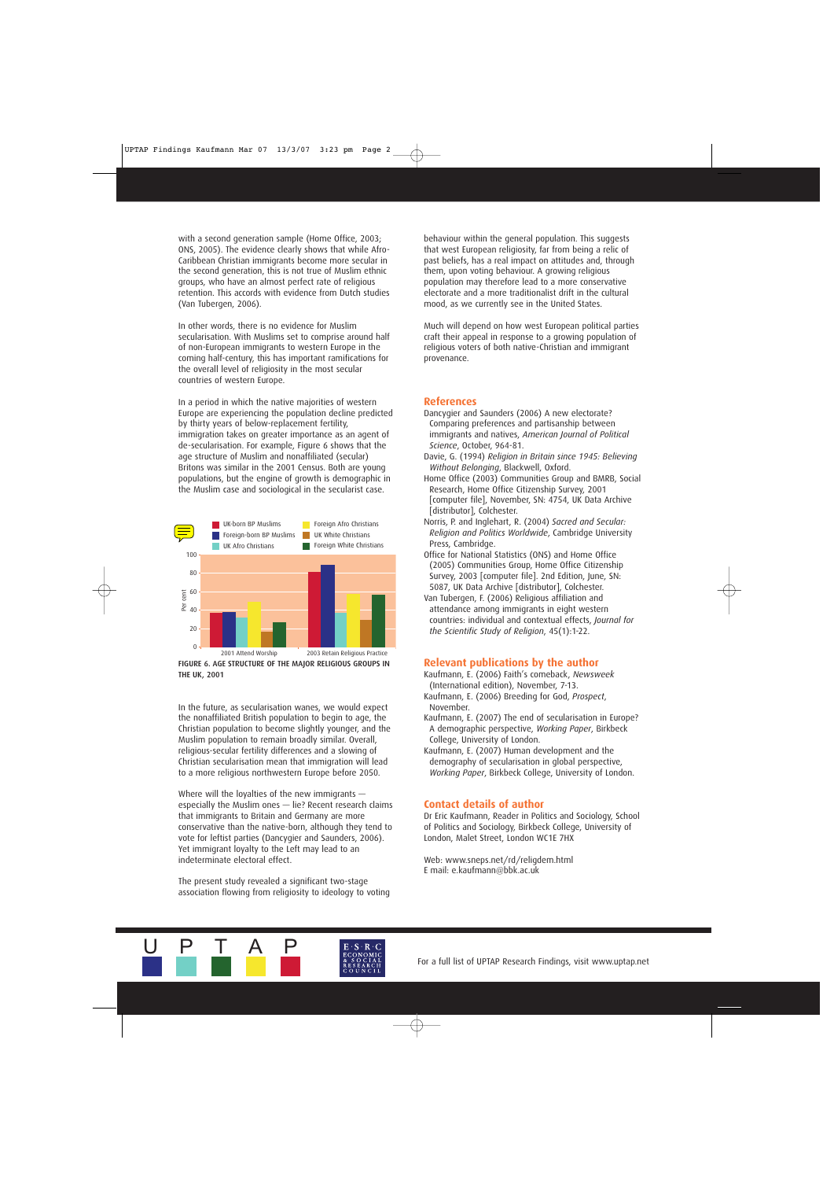with a second generation sample (Home Office, 2003; ONS, 2005). The evidence clearly shows that while Afro-Caribbean Christian immigrants become more secular in the second generation, this is not true of Muslim ethnic groups, who have an almost perfect rate of religious retention. This accords with evidence from Dutch studies (Van Tubergen, 2006).

In other words, there is no evidence for Muslim secularisation. With Muslims set to comprise around half of non-European immigrants to western Europe in the coming half-century, this has important ramifications for the overall level of religiosity in the most secular countries of western Europe.

In a period in which the native majorities of western Europe are experiencing the population decline predicted by thirty years of below-replacement fertility, immigration takes on greater importance as an agent of de-secularisation. For example, Figure 6 shows that the age structure of Muslim and nonaffiliated (secular) Britons was similar in the 2001 Census. Both are young populations, but the engine of growth is demographic in the Muslim case and sociological in the secularist case.

UK-born BP Muslims
Foreign-born BP Muslims
UK Afro Christians
Foreign Afro Christians
UK White Christians
Foreign White Christians

Per cent
100
80
60
40
20
0
2001 Attend Worship
2003 Retain Religious Practice

FIGURE 6. AGE STRUCTURE OF THE MAJOR RELIGIOUS GROUPS IN THE UK, 2001

In the future, as secularisation wanes, we would expect the nonaffiliated British population to begin to age, the Christian population to become slightly younger, and the Muslim population to remain broadly similar. Overall, religious-secular fertility differences and a slowing of Christian secularisation mean that immigration will lead to a more religious northwestern Europe before 2050.

Where will the loyalties of the new immigrants — especially the Muslim ones — lie? Recent research claims that immigrants to Britain and Germany are more conservative than the native-born, although they tend to vote for leftist parties (Dancygier and Saunders, 2006). Yet immigrant loyalty to the Left may lead to an indeterminate electoral effect.

The present study revealed a significant two-stage association flowing from religiosity to ideology to voting behaviour within the general population. This suggests that west European religiosity, far from being a relic of past beliefs, has a real impact on attitudes and, through them, upon voting behaviour. A growing religious population may therefore lead to a more conservative electorate and a more traditionalist drift in the cultural mood, as we currently see in the United States.

Much will depend on how west European political parties craft their appeal in response to a growing population of religious voters of both native-Christian and immigrant provenance.

## References

Dancygier and Saunders (2006) A new electorate? Comparing preferences and partisanship between immigrants and natives, *American Journal of Political Science*, October, 964-81.

Davie, G. (1994) *Religion in Britain since 1945: Believing Without Belonging*, Blackwell, Oxford.

Home Office (2003) Communities Group and BMRB, Social Research, Home Office Citizenship Survey, 2001 [computer file], November, SN: 4754, UK Data Archive [distributor], Colchester.

Norris, P. and Inglehart, R. (2004) *Sacred and Secular: Religion and Politics Worldwide*, Cambridge University Press, Cambridge.

Office for National Statistics (ONS) and Home Office (2005) Communities Group, Home Office Citizenship Survey, 2003 [computer file]. 2nd Edition, June, SN: 5087, UK Data Archive [distributor], Colchester.

Van Tubergen, F. (2006) Religious affiliation and attendance among immigrants in eight western countries: individual and contextual effects, *Journal for the Scientific Study of Religion*, 45(1):1-22.

## Relevant publications by the author

Kaufmann, E. (2006) Faith's comeback, *Newsweek* (International edition), November, 7-13.

Kaufmann, E. (2006) Breeding for God, *Prospect*, November.

Kaufmann, E. (2007) The end of secularisation in Europe? A demographic perspective, *Working Paper*, Birkbeck College, University of London.

Kaufmann, E. (2007) Human development and the demography of secularisation in global perspective, *Working Paper*, Birkbeck College, University of London.

## Contact details of author

Dr Eric Kaufmann, Reader in Politics and Sociology, School of Politics and Sociology, Birkbeck College, University of London, Malet Street, London WC1E 7HX

Web: www.sneps.net/rd/religdem.html
E mail: e.kaufmann@bbk.ac.uk

For a full list of UPTAP Research Findings, visit www.uptap.net